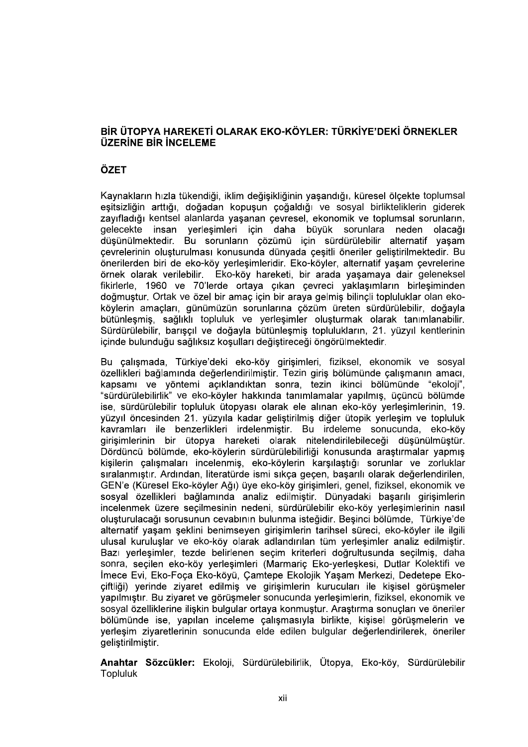# BİR ÜTOPYA HAREKETİ OLARAK EKO-KÖYLER: TÜRKİYE'DEKİ ÖRNEKLER ÜZERİNE BİR İNCELEME

## ÖZET

Kaynakların hızla tükendiği, iklim değişikliğinin yaşandığı, küresel ölçekte toplumsal eşitsizliğin arttığı, doğadan kopuşun çoğaldığı ve sosyal birlikteliklerin giderek zayıfladığı kentsel alanlarda yaşanan çevresel, ekonomik ve toplumsal sorunların, gelecekte insan yerleşimleri için daha büyük sorunlara neden olacağı düşünülmektedir. Bu sorunların çözümü için sürdürülebilir alternatif yaşam çevrelerinin oluşturulması konusunda dünyada çeşitli öneriler geliştirilmektedir. Bu önerilerden biri de eko-köy yerleşimleridir. Eko-köyler, alternatif yaşam çevrelerine örnek olarak verilebilir. Eko-köy hareketi, bir arada yaşamaya dair geleneksel fikirlerle, 1960 ve 70'lerde ortaya çıkan çevreci yaklaşımların birleşiminden doğmuştur. Ortak ve özel bir amaç için bir araya gelmiş bilinçli topluluklar olan eko-köylerin amaçları, günümüzün sorunlarına çözüm üreten sürdürülebilir, doğayla bütünleşmiş, sağlıklı topluluk ve yerleşimler oluşturmak olarak tanımlanabilir. Sürdürülebilir, barışçıl ve doğayla bütünleşmiş toplulukların, 21. yüzyıl kentlerinin içinde bulunduğu sağlıksız koşulları değiştireceği öngörülmektedir.

Bu çalışmada, Türkiye'deki eko-köy girişimleri, fiziksel, ekonomik ve sosyal özellikleri bağlamında değerlendirilmiştir. Tezin giriş bölümünde çalışmanın amacı, kapsamı ve yöntemi açıklandıktan sonra, tezin ikinci bölümünde "ekoloji", "sürdürülebilirlik" ve eko-köyler hakkında tanımlamalar yapılmış, üçüncü bölümde ise, sürdürülebilir topluluk ütopyası olarak ele alınan eko-köy yerleşimlerinin, 19. yüzyıl öncesinden 21. yüzyıla kadar geliştirilmiş diğer ütopik yerleşim ve topluluk kavramları ile benzerlikleri irdelenmiştir. Bu irdeleme sonucunda, eko-köy girişimlerinin bir ütopya hareketi olarak nitelendirilebileceği düşünülmüştür. Dördüncü bölümde, eko-köylerin sürdürülebilirliği konusunda araştırmalar yapmış kişilerin çalışmaları incelenmiş, eko-köylerin karşılaştığı sorunlar ve zorluklar sıralanmıştır. Ardından, literatürde ismi sıkça geçen, başarılı olarak değerlendirilen, GEN'e (Küresel Eko-köyler Ağı) üye eko-köy girişimleri, genel, fiziksel, ekonomik ve sosyal özellikleri bağlamında analiz edilmiştir. Dünyadaki başarılı girişimlerin incelenmek üzere seçilmesinin nedeni, sürdürülebilir eko-köy yerleşimlerinin nasıl oluşturulacağı sorusunun cevabının bulunma isteğidir. Beşinci bölümde, Türkiye'de alternatif yaşam şeklini benimseyen girişimlerin tarihsel süreci, eko-köyler ile ilgili ulusal kuruluşlar ve eko-köy olarak adlandırılan tüm yerleşimler analiz edilmiştir. Bazı yerleşimler, tezde belirlenen seçim kriterleri doğrultusunda seçilmiş, daha sonra, seçilen eko-köy yerleşimleri (Marmariç Eko-yerleşkesi, Dutlar Kolektifi ve İmece Evi, Eko-Foça Eko-köyü, Çamtepe Ekolojik Yaşam Merkezi, Dedetepe Eko-çiftliği) yerinde ziyaret edilmiş ve girişimlerin kurucuları ile kişisel görüşmeler yapılmıştır. Bu ziyaret ve görüşmeler sonucunda yerleşimlerin, fiziksel, ekonomik ve sosyal özelliklerine ilişkin bulgular ortaya konmuştur. Araştırma sonuçları ve öneriler bölümünde ise, yapılan inceleme çalışmasıyla birlikte, kişisel görüşmelerin ve yerleşim ziyaretlerinin sonucunda elde edilen bulgular değerlendirilerek, öneriler geliştirilmiştir.

**Anahtar Sözcükler:** Ekoloji, Sürdürülebilirlik, Ütopya, Eko-köy, Sürdürülebilir Topluluk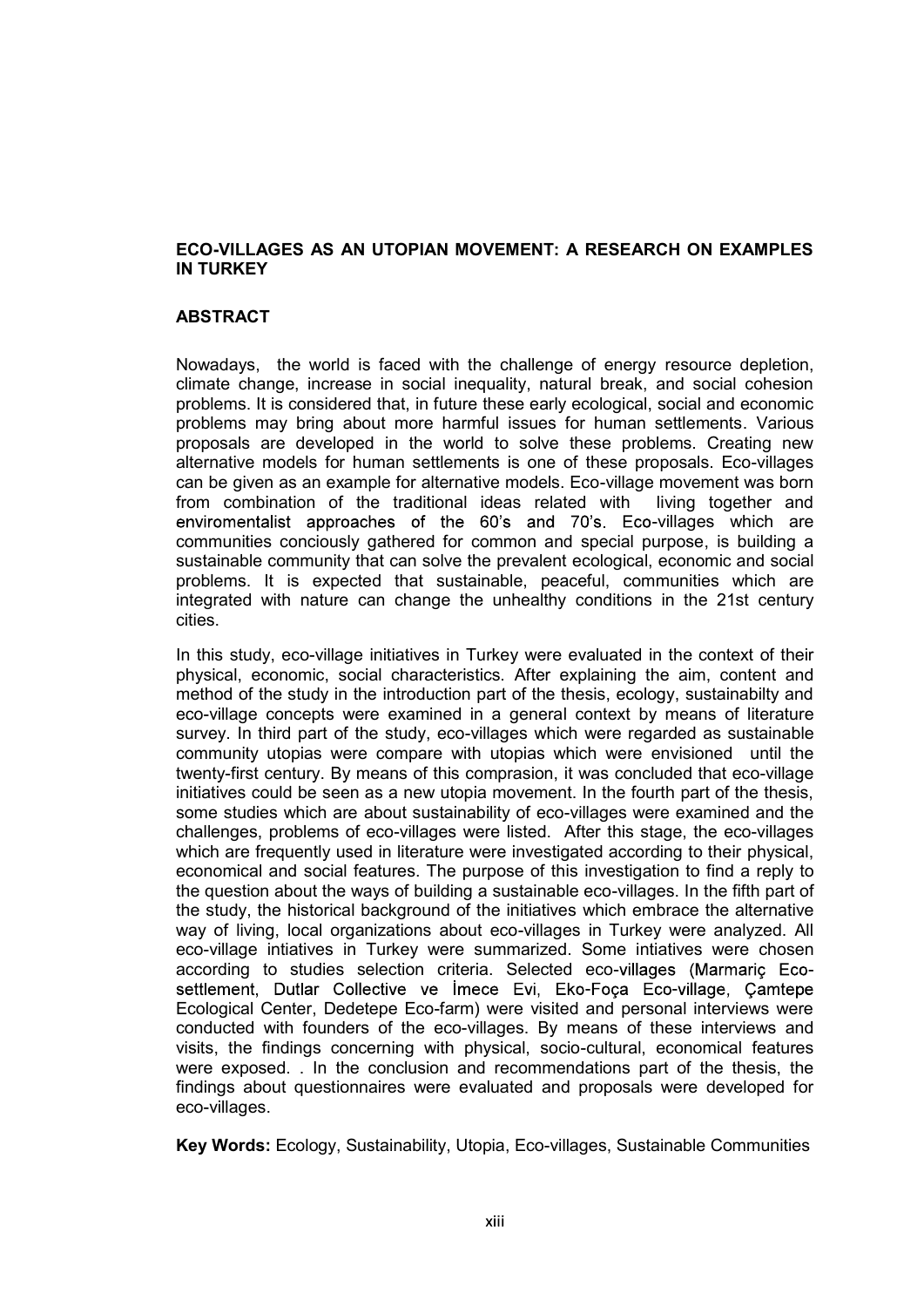**ECO-VILLAGES AS AN UTOPIAN MOVEMENT: A RESEARCH ON EXAMPLES IN TURKEY**

**ABSTRACT**

Nowadays, the world is faced with the challenge of energy resource depletion, climate change, increase in social inequality, natural break, and social cohesion problems. It is considered that, in future these early ecological, social and economic problems may bring about more harmful issues for human settlements. Various proposals are developed in the world to solve these problems. Creating new alternative models for human settlements is one of these proposals. Eco-villages can be given as an example for alternative models. Eco-village movement was born from combination of the traditional ideas related with living together and enviromentalist approaches of the 60's and 70's. Eco-villages which are communities conciously gathered for common and special purpose, is building a sustainable community that can solve the prevalent ecological, economic and social problems. It is expected that sustainable, peaceful, communities which are integrated with nature can change the unhealthy conditions in the 21st century cities.

In this study, eco-village initiatives in Turkey were evaluated in the context of their physical, economic, social characteristics. After explaining the aim, content and method of the study in the introduction part of the thesis, ecology, sustainabilty and eco-village concepts were examined in a general context by means of literature survey. In third part of the study, eco-villages which were regarded as sustainable community utopias were compare with utopias which were envisioned until the twenty-first century. By means of this comprasion, it was concluded that eco-village initiatives could be seen as a new utopia movement. In the fourth part of the thesis, some studies which are about sustainability of eco-villages were examined and the challenges, problems of eco-villages were listed. After this stage, the eco-villages which are frequently used in literature were investigated according to their physical, economical and social features. The purpose of this investigation to find a reply to the question about the ways of building a sustainable eco-villages. In the fifth part of the study, the historical background of the initiatives which embrace the alternative way of living, local organizations about eco-villages in Turkey were analyzed. All eco-village intiatives in Turkey were summarized. Some intiatives were chosen according to studies selection criteria. Selected eco-villages (Marmariç Eco-settlement, Dutlar Collective ve İmece Evi, Eko-Foça Eco-village, Çamtepe Ecological Center, Dedetepe Eco-farm) were visited and personal interviews were conducted with founders of the eco-villages. By means of these interviews and visits, the findings concerning with physical, socio-cultural, economical features were exposed. . In the conclusion and recommendations part of the thesis, the findings about questionnaires were evaluated and proposals were developed for eco-villages.

**Key Words:** Ecology, Sustainability, Utopia, Eco-villages, Sustainable Communities